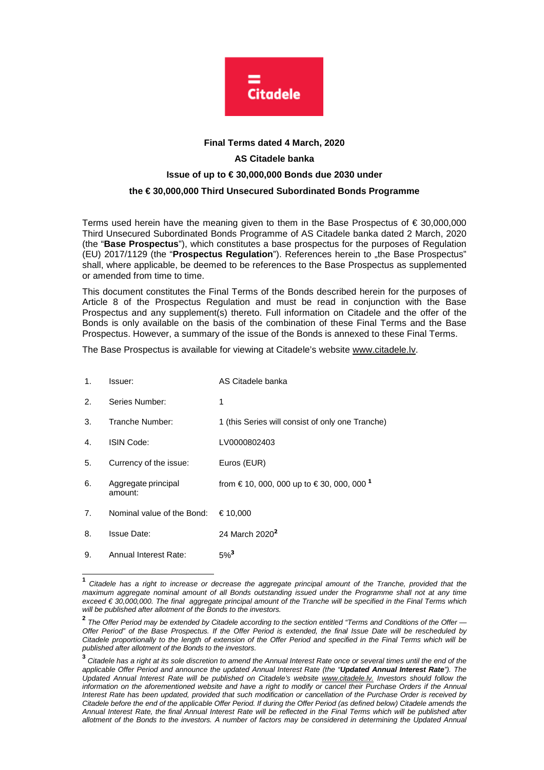**Final Terms dated 4 March, 2020**

**AS Citadele banka**

**Issue of up to € 30,000,000 Bonds due 2030 under**

**the € 30,000,000 Third Unsecured Subordinated Bonds Programme**

Terms used herein have the meaning given to them in the Base Prospectus of € 30,000,000 Third Unsecured Subordinated Bonds Programme of AS Citadele banka dated 2 March, 2020 (the "**Base Prospectus**"), which constitutes a base prospectus for the purposes of Regulation (EU) 2017/1129 (the "**Prospectus Regulation**"). References herein to „the Base Prospectus" shall, where applicable, be deemed to be references to the Base Prospectus as supplemented or amended from time to time.

This document constitutes the Final Terms of the Bonds described herein for the purposes of Article 8 of the Prospectus Regulation and must be read in conjunction with the Base Prospectus and any supplement(s) thereto. Full information on Citadele and the offer of the Bonds is only available on the basis of the combination of these Final Terms and the Base Prospectus. However, a summary of the issue of the Bonds is annexed to these Final Terms.

The Base Prospectus is available for viewing at Citadele's website www.citadele.lv.

| | | |
|---|---|---|
| 1. | Issuer: | AS Citadele banka |
| 2. | Series Number: | 1 |
| 3. | Tranche Number: | 1 (this Series will consist of only one Tranche) |
| 4. | ISIN Code: | LV0000802403 |
| 5. | Currency of the issue: | Euros (EUR) |
| 6. | Aggregate principal amount: | from € 10, 000, 000 up to € 30, 000, 000 [1] |
| 7. | Nominal value of the Bond: | € 10,000 |
| 8. | Issue Date: | 24 March 2020[2] |
| 9. | Annual Interest Rate: | 5%[3] |

[1] *Citadele has a right to increase or decrease the aggregate principal amount of the Tranche, provided that the maximum aggregate nominal amount of all Bonds outstanding issued under the Programme shall not at any time exceed € 30,000,000. The final aggregate principal amount of the Tranche will be specified in the Final Terms which will be published after allotment of the Bonds to the investors.*

[2] *The Offer Period may be extended by Citadele according to the section entitled "Terms and Conditions of the Offer — Offer Period" of the Base Prospectus. If the Offer Period is extended, the final Issue Date will be rescheduled by Citadele proportionally to the length of extension of the Offer Period and specified in the Final Terms which will be published after allotment of the Bonds to the investors.*

[3] *Citadele has a right at its sole discretion to amend the Annual Interest Rate once or several times until the end of the applicable Offer Period and announce the updated Annual Interest Rate (the "**Updated Annual Interest Rate**"). The Updated Annual Interest Rate will be published on Citadele's website www.citadele.lv. Investors should follow the information on the aforementioned website and have a right to modify or cancel their Purchase Orders if the Annual Interest Rate has been updated, provided that such modification or cancellation of the Purchase Order is received by Citadele before the end of the applicable Offer Period. If during the Offer Period (as defined below) Citadele amends the Annual Interest Rate, the final Annual Interest Rate will be reflected in the Final Terms which will be published after allotment of the Bonds to the investors. A number of factors may be considered in determining the Updated Annual*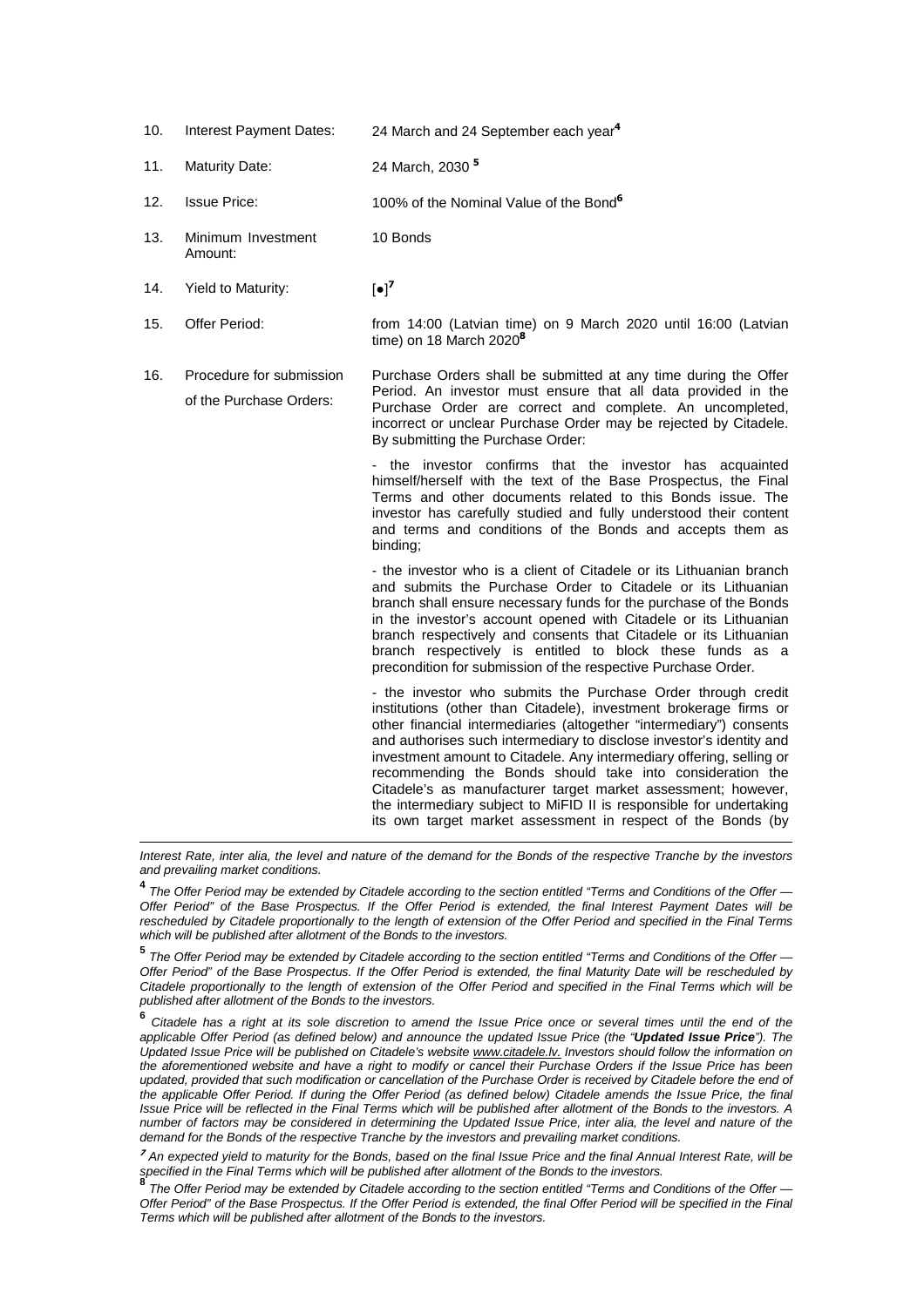| | | |
|---|---|---|
| 10. | Interest Payment Dates: | 24 March and 24 September each year[4] |
| 11. | Maturity Date: | 24 March, 2030 [5] |
| 12. | Issue Price: | 100% of the Nominal Value of the Bond[6] |
| 13. | Minimum Investment Amount: | 10 Bonds |
| 14. | Yield to Maturity: | [●][7] |
| 15. | Offer Period: | from 14:00 (Latvian time) on 9 March 2020 until 16:00 (Latvian time) on 18 March 2020[8] |
| 16. | Procedure for submission of the Purchase Orders: | Purchase Orders shall be submitted at any time during the Offer Period. An investor must ensure that all data provided in the Purchase Order are correct and complete. An uncompleted, incorrect or unclear Purchase Order may be rejected by Citadele. By submitting the Purchase Order:<br><br>- the investor confirms that the investor has acquainted himself/herself with the text of the Base Prospectus, the Final Terms and other documents related to this Bonds issue. The investor has carefully studied and fully understood their content and terms and conditions of the Bonds and accepts them as binding;<br><br>- the investor who is a client of Citadele or its Lithuanian branch and submits the Purchase Order to Citadele or its Lithuanian branch shall ensure necessary funds for the purchase of the Bonds in the investor's account opened with Citadele or its Lithuanian branch respectively and consents that Citadele or its Lithuanian branch respectively is entitled to block these funds as a precondition for submission of the respective Purchase Order.<br><br>- the investor who submits the Purchase Order through credit institutions (other than Citadele), investment brokerage firms or other financial intermediaries (altogether "intermediary") consents and authorises such intermediary to disclose investor's identity and investment amount to Citadele. Any intermediary offering, selling or recommending the Bonds should take into consideration the Citadele's as manufacturer target market assessment; however, the intermediary subject to MiFID II is responsible for undertaking its own target market assessment in respect of the Bonds (by |

*Interest Rate, inter alia, the level and nature of the demand for the Bonds of the respective Tranche by the investors and prevailing market conditions.*

[4] *The Offer Period may be extended by Citadele according to the section entitled "Terms and Conditions of the Offer — Offer Period" of the Base Prospectus. If the Offer Period is extended, the final Interest Payment Dates will be rescheduled by Citadele proportionally to the length of extension of the Offer Period and specified in the Final Terms which will be published after allotment of the Bonds to the investors.*

[5] *The Offer Period may be extended by Citadele according to the section entitled "Terms and Conditions of the Offer — Offer Period" of the Base Prospectus. If the Offer Period is extended, the final Maturity Date will be rescheduled by Citadele proportionally to the length of extension of the Offer Period and specified in the Final Terms which will be published after allotment of the Bonds to the investors.*

[6] *Citadele has a right at its sole discretion to amend the Issue Price once or several times until the end of the applicable Offer Period (as defined below) and announce the updated Issue Price (the "**Updated Issue Price**"). The Updated Issue Price will be published on Citadele's website www.citadele.lv. Investors should follow the information on the aforementioned website and have a right to modify or cancel their Purchase Orders if the Issue Price has been updated, provided that such modification or cancellation of the Purchase Order is received by Citadele before the end of the applicable Offer Period. If during the Offer Period (as defined below) Citadele amends the Issue Price, the final Issue Price will be reflected in the Final Terms which will be published after allotment of the Bonds to the investors. A number of factors may be considered in determining the Updated Issue Price, inter alia, the level and nature of the demand for the Bonds of the respective Tranche by the investors and prevailing market conditions.*

[7] *An expected yield to maturity for the Bonds, based on the final Issue Price and the final Annual Interest Rate, will be specified in the Final Terms which will be published after allotment of the Bonds to the investors.*

[8] *The Offer Period may be extended by Citadele according to the section entitled "Terms and Conditions of the Offer — Offer Period" of the Base Prospectus. If the Offer Period is extended, the final Offer Period will be specified in the Final Terms which will be published after allotment of the Bonds to the investors.*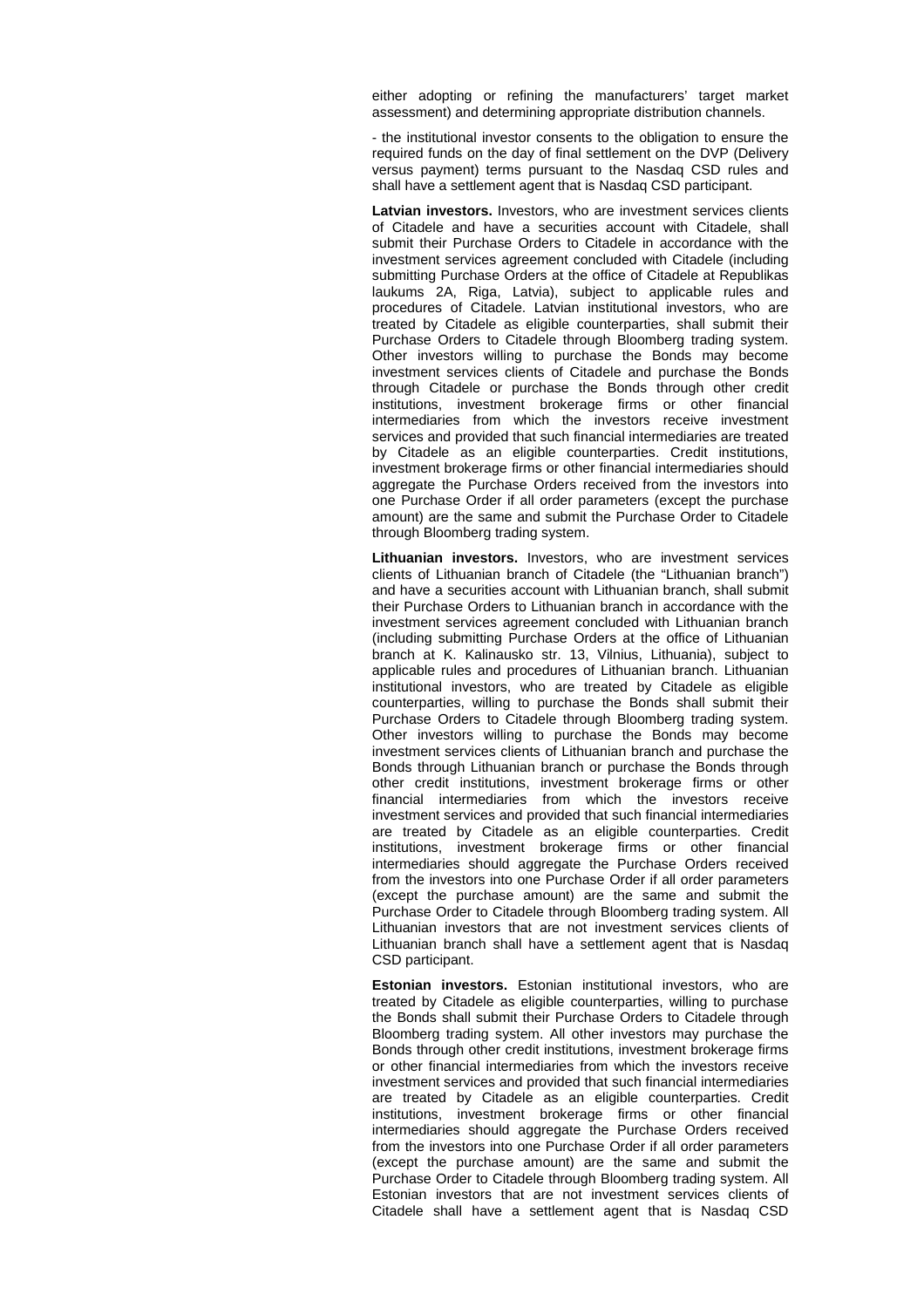either adopting or refining the manufacturers' target market assessment) and determining appropriate distribution channels.

- the institutional investor consents to the obligation to ensure the required funds on the day of final settlement on the DVP (Delivery versus payment) terms pursuant to the Nasdaq CSD rules and shall have a settlement agent that is Nasdaq CSD participant.

**Latvian investors.** Investors, who are investment services clients of Citadele and have a securities account with Citadele, shall submit their Purchase Orders to Citadele in accordance with the investment services agreement concluded with Citadele (including submitting Purchase Orders at the office of Citadele at Republikas laukums 2A, Riga, Latvia), subject to applicable rules and procedures of Citadele. Latvian institutional investors, who are treated by Citadele as eligible counterparties, shall submit their Purchase Orders to Citadele through Bloomberg trading system. Other investors willing to purchase the Bonds may become investment services clients of Citadele and purchase the Bonds through Citadele or purchase the Bonds through other credit institutions, investment brokerage firms or other financial intermediaries from which the investors receive investment services and provided that such financial intermediaries are treated by Citadele as an eligible counterparties. Credit institutions, investment brokerage firms or other financial intermediaries should aggregate the Purchase Orders received from the investors into one Purchase Order if all order parameters (except the purchase amount) are the same and submit the Purchase Order to Citadele through Bloomberg trading system.

**Lithuanian investors.** Investors, who are investment services clients of Lithuanian branch of Citadele (the "Lithuanian branch") and have a securities account with Lithuanian branch, shall submit their Purchase Orders to Lithuanian branch in accordance with the investment services agreement concluded with Lithuanian branch (including submitting Purchase Orders at the office of Lithuanian branch at K. Kalinausko str. 13, Vilnius, Lithuania), subject to applicable rules and procedures of Lithuanian branch. Lithuanian institutional investors, who are treated by Citadele as eligible counterparties, willing to purchase the Bonds shall submit their Purchase Orders to Citadele through Bloomberg trading system. Other investors willing to purchase the Bonds may become investment services clients of Lithuanian branch and purchase the Bonds through Lithuanian branch or purchase the Bonds through other credit institutions, investment brokerage firms or other financial intermediaries from which the investors receive investment services and provided that such financial intermediaries are treated by Citadele as an eligible counterparties. Credit institutions, investment brokerage firms or other financial intermediaries should aggregate the Purchase Orders received from the investors into one Purchase Order if all order parameters (except the purchase amount) are the same and submit the Purchase Order to Citadele through Bloomberg trading system. All Lithuanian investors that are not investment services clients of Lithuanian branch shall have a settlement agent that is Nasdaq CSD participant.

**Estonian investors.** Estonian institutional investors, who are treated by Citadele as eligible counterparties, willing to purchase the Bonds shall submit their Purchase Orders to Citadele through Bloomberg trading system. All other investors may purchase the Bonds through other credit institutions, investment brokerage firms or other financial intermediaries from which the investors receive investment services and provided that such financial intermediaries are treated by Citadele as an eligible counterparties. Credit institutions, investment brokerage firms or other financial intermediaries should aggregate the Purchase Orders received from the investors into one Purchase Order if all order parameters (except the purchase amount) are the same and submit the Purchase Order to Citadele through Bloomberg trading system. All Estonian investors that are not investment services clients of Citadele shall have a settlement agent that is Nasdaq CSD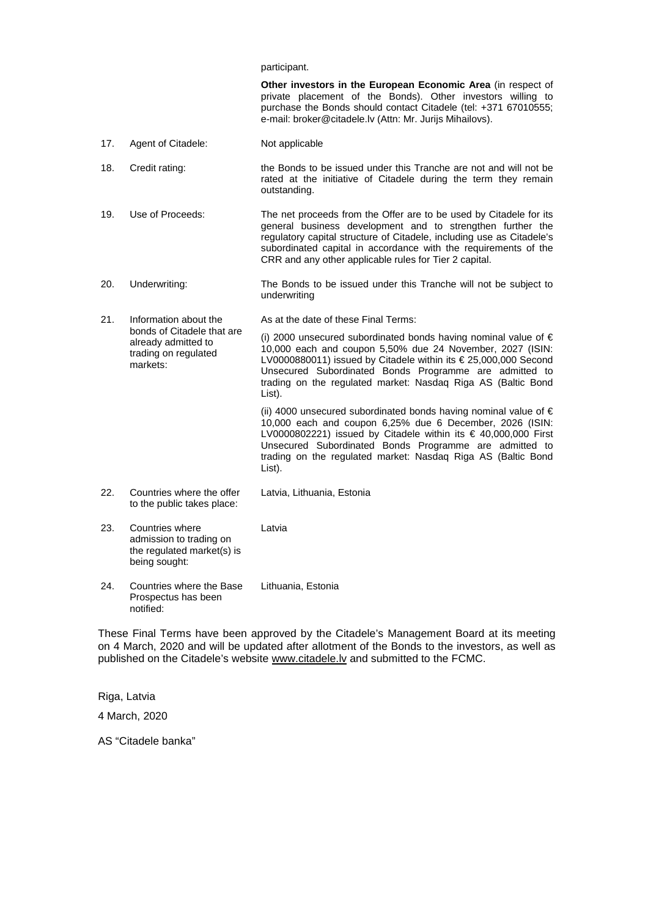|  |  |  |
|---|---|---|
|  |  | participant.<br><br>**Other investors in the European Economic Area** (in respect of private placement of the Bonds). Other investors willing to purchase the Bonds should contact Citadele (tel: +371 67010555; e-mail: broker@citadele.lv (Attn: Mr. Jurijs Mihailovs). |
| 17. | Agent of Citadele: | Not applicable |
| 18. | Credit rating: | the Bonds to be issued under this Tranche are not and will not be rated at the initiative of Citadele during the term they remain outstanding. |
| 19. | Use of Proceeds: | The net proceeds from the Offer are to be used by Citadele for its general business development and to strengthen further the regulatory capital structure of Citadele, including use as Citadele's subordinated capital in accordance with the requirements of the CRR and any other applicable rules for Tier 2 capital. |
| 20. | Underwriting: | The Bonds to be issued under this Tranche will not be subject to underwriting |
| 21. | Information about the bonds of Citadele that are already admitted to trading on regulated markets: | As at the date of these Final Terms:<br><br>(i) 2000 unsecured subordinated bonds having nominal value of € 10,000 each and coupon 5,50% due 24 November, 2027 (ISIN: LV0000880011) issued by Citadele within its € 25,000,000 Second Unsecured Subordinated Bonds Programme are admitted to trading on the regulated market: Nasdaq Riga AS (Baltic Bond List).<br><br>(ii) 4000 unsecured subordinated bonds having nominal value of € 10,000 each and coupon 6,25% due 6 December, 2026 (ISIN: LV0000802221) issued by Citadele within its € 40,000,000 First Unsecured Subordinated Bonds Programme are admitted to trading on the regulated market: Nasdaq Riga AS (Baltic Bond List). |
| 22. | Countries where the offer to the public takes place: | Latvia, Lithuania, Estonia |
| 23. | Countries where admission to trading on the regulated market(s) is being sought: | Latvia |
| 24. | Countries where the Base Prospectus has been notified: | Lithuania, Estonia |

These Final Terms have been approved by the Citadele's Management Board at its meeting on 4 March, 2020 and will be updated after allotment of the Bonds to the investors, as well as published on the Citadele's website www.citadele.lv and submitted to the FCMC.

Riga, Latvia

4 March, 2020

AS "Citadele banka"